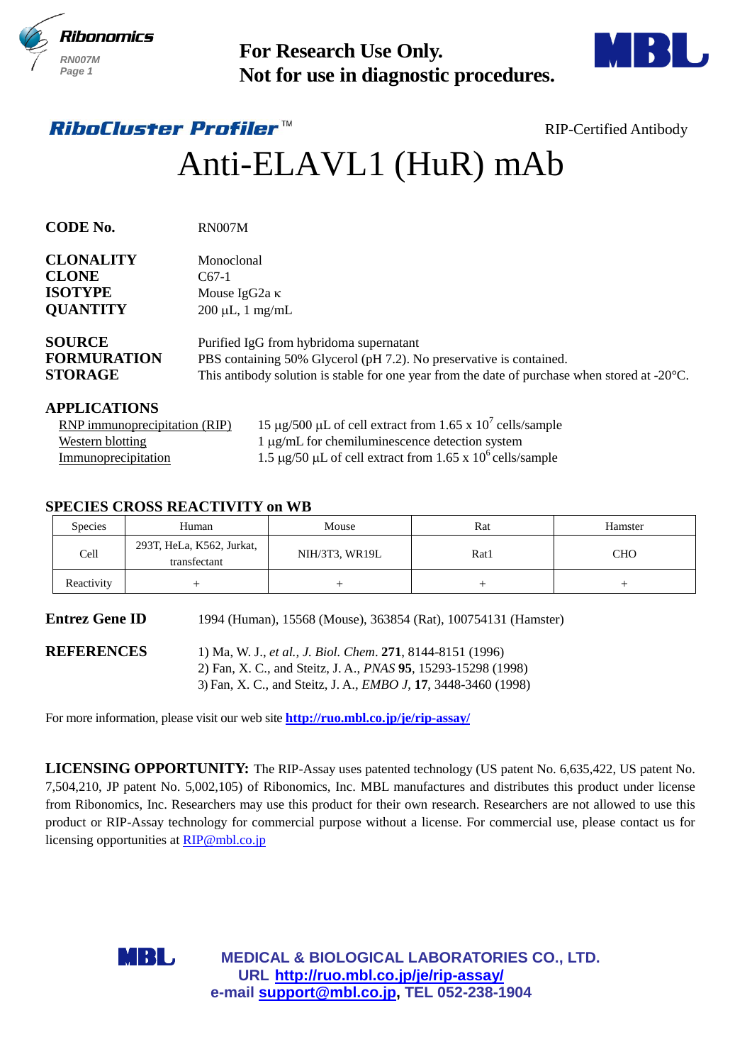**For Research Use Only.**
**Not for use in diagnostic procedures.**

*RiboCluster Profiler*™ RIP-Certified Antibody

# Anti-ELAVL1 (HuR) mAb

| | |
|---|---|
| **CODE No.** | RN007M |
| **CLONALITY** | Monoclonal |
| **CLONE** | C67-1 |
| **ISOTYPE** | Mouse IgG2a κ |
| **QUANTITY** | 200 μL, 1 mg/mL |
| **SOURCE** | Purified IgG from hybridoma supernatant |
| **FORMURATION** | PBS containing 50% Glycerol (pH 7.2). No preservative is contained. |
| **STORAGE** | This antibody solution is stable for one year from the date of purchase when stored at -20°C. |

## APPLICATIONS

| | |
|---|---|
| RNP immunoprecipitation (RIP) | 15 μg/500 μL of cell extract from 1.65 x $10^7$ cells/sample |
| Western blotting | 1 μg/mL for chemiluminescence detection system |
| Immunoprecipitation | 1.5 μg/50 μL of cell extract from 1.65 x $10^6$ cells/sample |

## SPECIES CROSS REACTIVITY on WB

| Species | Human | Mouse | Rat | Hamster |
|---|---|---|---|---|
| Cell | 293T, HeLa, K562, Jurkat, transfectant | NIH/3T3, WR19L | Rat1 | CHO |
| Reactivity | + | + | + | + |

**Entrez Gene ID** 1994 (Human), 15568 (Mouse), 363854 (Rat), 100754131 (Hamster)

**REFERENCES**

1) Ma, W. J., *et al., J. Biol. Chem*. **271**, 8144-8151 (1996)
2) Fan, X. C., and Steitz, J. A., *PNAS* **95**, 15293-15298 (1998)
3) Fan, X. C., and Steitz, J. A., *EMBO J*, **17**, 3448-3460 (1998)

For more information, please visit our web site **http://ruo.mbl.co.jp/je/rip-assay/**

**LICENSING OPPORTUNITY:** The RIP-Assay uses patented technology (US patent No. 6,635,422, US patent No. 7,504,210, JP patent No. 5,002,105) of Ribonomics, Inc. MBL manufactures and distributes this product under license from Ribonomics, Inc. Researchers may use this product for their own research. Researchers are not allowed to use this product or RIP-Assay technology for commercial purpose without a license. For commercial use, please contact us for licensing opportunities at RIP@mbl.co.jp

**MEDICAL & BIOLOGICAL LABORATORIES CO., LTD.**
**URL http://ruo.mbl.co.jp/je/rip-assay/**
**e-mail support@mbl.co.jp, TEL 052-238-1904**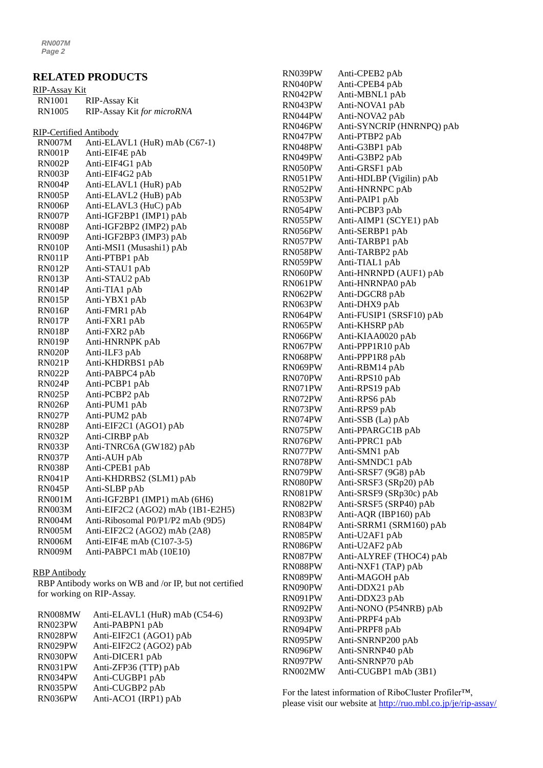## RELATED PRODUCTS

### RIP-Assay Kit

| | |
|---|---|
| RN1001 | RIP-Assay Kit |
| RN1005 | RIP-Assay Kit *for microRNA* |

### RIP-Certified Antibody

| | |
|---|---|
| RN007M | Anti-ELAVL1 (HuR) mAb (C67-1) |
| RN001P | Anti-EIF4E pAb |
| RN002P | Anti-EIF4G1 pAb |
| RN003P | Anti-EIF4G2 pAb |
| RN004P | Anti-ELAVL1 (HuR) pAb |
| RN005P | Anti-ELAVL2 (HuB) pAb |
| RN006P | Anti-ELAVL3 (HuC) pAb |
| RN007P | Anti-IGF2BP1 (IMP1) pAb |
| RN008P | Anti-IGF2BP2 (IMP2) pAb |
| RN009P | Anti-IGF2BP3 (IMP3) pAb |
| RN010P | Anti-MSI1 (Musashi1) pAb |
| RN011P | Anti-PTBP1 pAb |
| RN012P | Anti-STAU1 pAb |
| RN013P | Anti-STAU2 pAb |
| RN014P | Anti-TIA1 pAb |
| RN015P | Anti-YBX1 pAb |
| RN016P | Anti-FMR1 pAb |
| RN017P | Anti-FXR1 pAb |
| RN018P | Anti-FXR2 pAb |
| RN019P | Anti-HNRNPK pAb |
| RN020P | Anti-ILF3 pAb |
| RN021P | Anti-KHDRBS1 pAb |
| RN022P | Anti-PABPC4 pAb |
| RN024P | Anti-PCBP1 pAb |
| RN025P | Anti-PCBP2 pAb |
| RN026P | Anti-PUM1 pAb |
| RN027P | Anti-PUM2 pAb |
| RN028P | Anti-EIF2C1 (AGO1) pAb |
| RN032P | Anti-CIRBP pAb |
| RN033P | Anti-TNRC6A (GW182) pAb |
| RN037P | Anti-AUH pAb |
| RN038P | Anti-CPEB1 pAb |
| RN041P | Anti-KHDRBS2 (SLM1) pAb |
| RN045P | Anti-SLBP pAb |
| RN001M | Anti-IGF2BP1 (IMP1) mAb (6H6) |
| RN003M | Anti-EIF2C2 (AGO2) mAb (1B1-E2H5) |
| RN004M | Anti-Ribosomal P0/P1/P2 mAb (9D5) |
| RN005M | Anti-EIF2C2 (AGO2) mAb (2A8) |
| RN006M | Anti-EIF4E mAb (C107-3-5) |
| RN009M | Anti-PABPC1 mAb (10E10) |

### RBP Antibody

RBP Antibody works on WB and /or IP, but not certified for working on RIP-Assay.

| | |
|---|---|
| RN008MW | Anti-ELAVL1 (HuR) mAb (C54-6) |
| RN023PW | Anti-PABPN1 pAb |
| RN028PW | Anti-EIF2C1 (AGO1) pAb |
| RN029PW | Anti-EIF2C2 (AGO2) pAb |
| RN030PW | Anti-DICER1 pAb |
| RN031PW | Anti-ZFP36 (TTP) pAb |
| RN034PW | Anti-CUGBP1 pAb |
| RN035PW | Anti-CUGBP2 pAb |
| RN036PW | Anti-ACO1 (IRP1) pAb |
| RN039PW | Anti-CPEB2 pAb |
| RN040PW | Anti-CPEB4 pAb |
| RN042PW | Anti-MBNL1 pAb |
| RN043PW | Anti-NOVA1 pAb |
| RN044PW | Anti-NOVA2 pAb |
| RN046PW | Anti-SYNCRIP (HNRNPQ) pAb |
| RN047PW | Anti-PTBP2 pAb |
| RN048PW | Anti-G3BP1 pAb |
| RN049PW | Anti-G3BP2 pAb |
| RN050PW | Anti-GRSF1 pAb |
| RN051PW | Anti-HDLBP (Vigilin) pAb |
| RN052PW | Anti-HNRNPC pAb |
| RN053PW | Anti-PAIP1 pAb |
| RN054PW | Anti-PCBP3 pAb |
| RN055PW | Anti-AIMP1 (SCYE1) pAb |
| RN056PW | Anti-SERBP1 pAb |
| RN057PW | Anti-TARBP1 pAb |
| RN058PW | Anti-TARBP2 pAb |
| RN059PW | Anti-TIAL1 pAb |
| RN060PW | Anti-HNRNPD (AUF1) pAb |
| RN061PW | Anti-HNRNPA0 pAb |
| RN062PW | Anti-DGCR8 pAb |
| RN063PW | Anti-DHX9 pAb |
| RN064PW | Anti-FUSIP1 (SRSF10) pAb |
| RN065PW | Anti-KHSRP pAb |
| RN066PW | Anti-KIAA0020 pAb |
| RN067PW | Anti-PPP1R10 pAb |
| RN068PW | Anti-PPP1R8 pAb |
| RN069PW | Anti-RBM14 pAb |
| RN070PW | Anti-RPS10 pAb |
| RN071PW | Anti-RPS19 pAb |
| RN072PW | Anti-RPS6 pAb |
| RN073PW | Anti-RPS9 pAb |
| RN074PW | Anti-SSB (La) pAb |
| RN075PW | Anti-PPARGC1B pAb |
| RN076PW | Anti-PPRC1 pAb |
| RN077PW | Anti-SMN1 pAb |
| RN078PW | Anti-SMNDC1 pAb |
| RN079PW | Anti-SRSF7 (9G8) pAb |
| RN080PW | Anti-SRSF3 (SRp20) pAb |
| RN081PW | Anti-SRSF9 (SRp30c) pAb |
| RN082PW | Anti-SRSF5 (SRP40) pAb |
| RN083PW | Anti-AQR (IBP160) pAb |
| RN084PW | Anti-SRRM1 (SRM160) pAb |
| RN085PW | Anti-U2AF1 pAb |
| RN086PW | Anti-U2AF2 pAb |
| RN087PW | Anti-ALYREF (THOC4) pAb |
| RN088PW | Anti-NXF1 (TAP) pAb |
| RN089PW | Anti-MAGOH pAb |
| RN090PW | Anti-DDX21 pAb |
| RN091PW | Anti-DDX23 pAb |
| RN092PW | Anti-NONO (P54NRB) pAb |
| RN093PW | Anti-PRPF4 pAb |
| RN094PW | Anti-PRPF8 pAb |
| RN095PW | Anti-SNRNP200 pAb |
| RN096PW | Anti-SNRNP40 pAb |
| RN097PW | Anti-SNRNP70 pAb |
| RN002MW | Anti-CUGBP1 mAb (3B1) |

For the latest information of RiboCluster Profiler™, please visit our website at http://ruo.mbl.co.jp/je/rip-assay/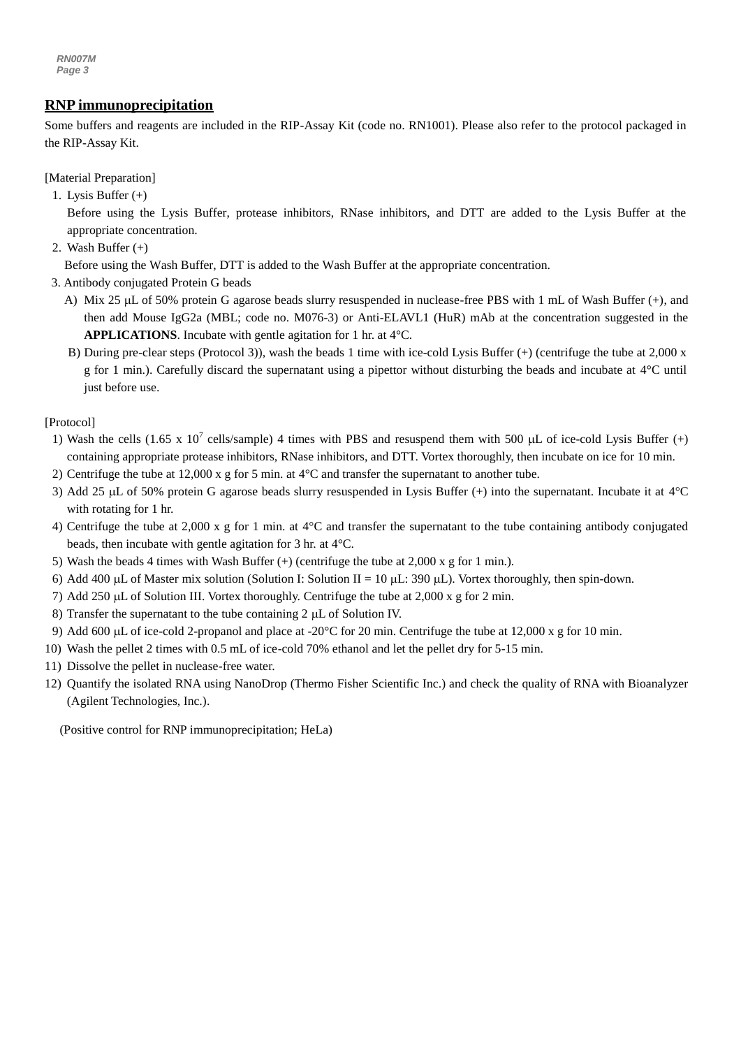## RNP immunoprecipitation

Some buffers and reagents are included in the RIP-Assay Kit (code no. RN1001). Please also refer to the protocol packaged in the RIP-Assay Kit.

[Material Preparation]

1. Lysis Buffer (+)
   Before using the Lysis Buffer, protease inhibitors, RNase inhibitors, and DTT are added to the Lysis Buffer at the appropriate concentration.
2. Wash Buffer (+)
   Before using the Wash Buffer, DTT is added to the Wash Buffer at the appropriate concentration.
3. Antibody conjugated Protein G beads
   A) Mix 25 μL of 50% protein G agarose beads slurry resuspended in nuclease-free PBS with 1 mL of Wash Buffer (+), and then add Mouse IgG2a (MBL; code no. M076-3) or Anti-ELAVL1 (HuR) mAb at the concentration suggested in the **APPLICATIONS**. Incubate with gentle agitation for 1 hr. at 4°C.
   B) During pre-clear steps (Protocol 3)), wash the beads 1 time with ice-cold Lysis Buffer (+) (centrifuge the tube at 2,000 x g for 1 min.). Carefully discard the supernatant using a pipettor without disturbing the beads and incubate at 4°C until just before use.

[Protocol]

1) Wash the cells (1.65 x $10^7$ cells/sample) 4 times with PBS and resuspend them with 500 μL of ice-cold Lysis Buffer (+) containing appropriate protease inhibitors, RNase inhibitors, and DTT. Vortex thoroughly, then incubate on ice for 10 min.
2) Centrifuge the tube at 12,000 x g for 5 min. at 4°C and transfer the supernatant to another tube.
3) Add 25 μL of 50% protein G agarose beads slurry resuspended in Lysis Buffer (+) into the supernatant. Incubate it at 4°C with rotating for 1 hr.
4) Centrifuge the tube at 2,000 x g for 1 min. at 4°C and transfer the supernatant to the tube containing antibody conjugated beads, then incubate with gentle agitation for 3 hr. at 4°C.
5) Wash the beads 4 times with Wash Buffer (+) (centrifuge the tube at 2,000 x g for 1 min.).
6) Add 400 μL of Master mix solution (Solution I: Solution II = 10 μL: 390 μL). Vortex thoroughly, then spin-down.
7) Add 250 μL of Solution III. Vortex thoroughly. Centrifuge the tube at 2,000 x g for 2 min.
8) Transfer the supernatant to the tube containing 2 μL of Solution IV.
9) Add 600 μL of ice-cold 2-propanol and place at -20°C for 20 min. Centrifuge the tube at 12,000 x g for 10 min.
10) Wash the pellet 2 times with 0.5 mL of ice-cold 70% ethanol and let the pellet dry for 5-15 min.
11) Dissolve the pellet in nuclease-free water.
12) Quantify the isolated RNA using NanoDrop (Thermo Fisher Scientific Inc.) and check the quality of RNA with Bioanalyzer (Agilent Technologies, Inc.).

(Positive control for RNP immunoprecipitation; HeLa)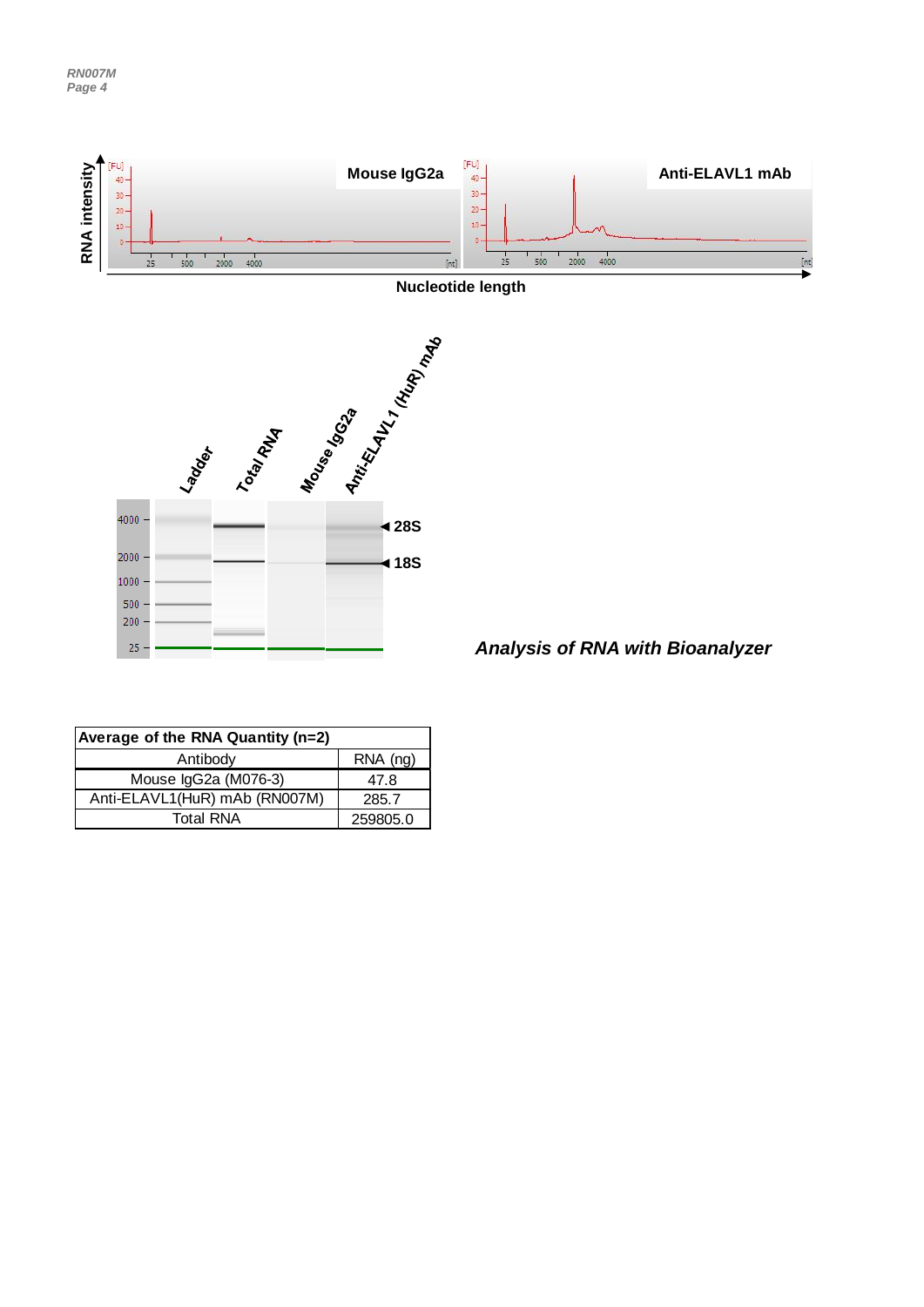*Analysis of RNA with Bioanalyzer*

| Average of the RNA Quantity (n=2) | |
|---|---|
| Antibody | RNA (ng) |
| Mouse IgG2a (M076-3) | 47.8 |
| Anti-ELAVL1(HuR) mAb (RN007M) | 285.7 |
| Total RNA | 259805.0 |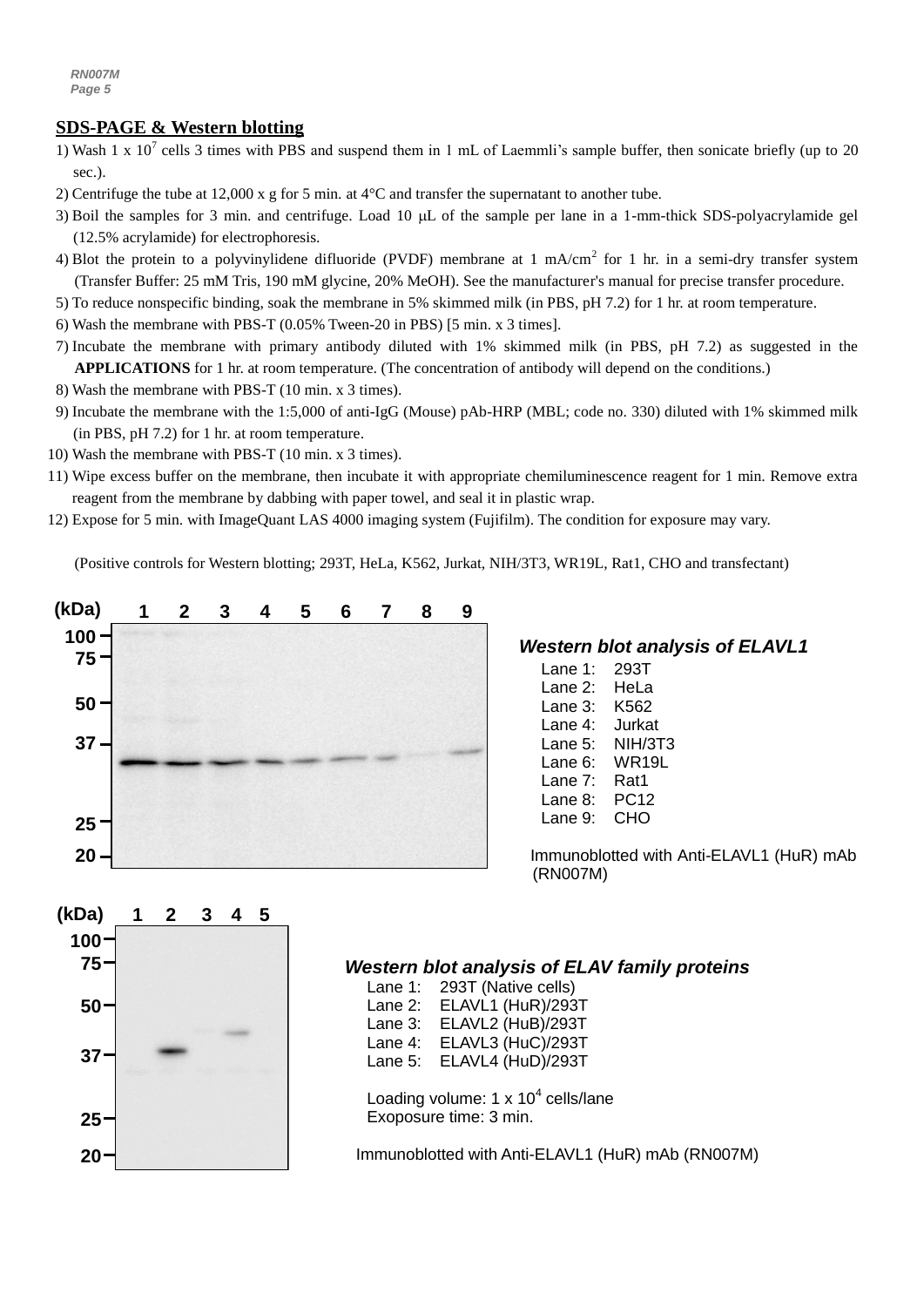## SDS-PAGE & Western blotting

1) Wash 1 x $10^7$ cells 3 times with PBS and suspend them in 1 mL of Laemmli's sample buffer, then sonicate briefly (up to 20 sec.).
2) Centrifuge the tube at 12,000 x g for 5 min. at 4°C and transfer the supernatant to another tube.
3) Boil the samples for 3 min. and centrifuge. Load 10 μL of the sample per lane in a 1-mm-thick SDS-polyacrylamide gel (12.5% acrylamide) for electrophoresis.
4) Blot the protein to a polyvinylidene difluoride (PVDF) membrane at 1 mA/$cm^2$ for 1 hr. in a semi-dry transfer system (Transfer Buffer: 25 mM Tris, 190 mM glycine, 20% MeOH). See the manufacturer's manual for precise transfer procedure.
5) To reduce nonspecific binding, soak the membrane in 5% skimmed milk (in PBS, pH 7.2) for 1 hr. at room temperature.
6) Wash the membrane with PBS-T (0.05% Tween-20 in PBS) [5 min. x 3 times].
7) Incubate the membrane with primary antibody diluted with 1% skimmed milk (in PBS, pH 7.2) as suggested in the **APPLICATIONS** for 1 hr. at room temperature. (The concentration of antibody will depend on the conditions.)
8) Wash the membrane with PBS-T (10 min. x 3 times).
9) Incubate the membrane with the 1:5,000 of anti-IgG (Mouse) pAb-HRP (MBL; code no. 330) diluted with 1% skimmed milk (in PBS, pH 7.2) for 1 hr. at room temperature.
10) Wash the membrane with PBS-T (10 min. x 3 times).
11) Wipe excess buffer on the membrane, then incubate it with appropriate chemiluminescence reagent for 1 min. Remove extra reagent from the membrane by dabbing with paper towel, and seal it in plastic wrap.
12) Expose for 5 min. with ImageQuant LAS 4000 imaging system (Fujifilm). The condition for exposure may vary.

(Positive controls for Western blotting; 293T, HeLa, K562, Jurkat, NIH/3T3, WR19L, Rat1, CHO and transfectant)

***Western blot analysis of ELAVL1***

Lane 1: 293T
Lane 2: HeLa
Lane 3: K562
Lane 4: Jurkat
Lane 5: NIH/3T3
Lane 6: WR19L
Lane 7: Rat1
Lane 8: PC12
Lane 9: CHO

Immunoblotted with Anti-ELAVL1 (HuR) mAb (RN007M)

***Western blot analysis of ELAV family proteins***

Lane 1: 293T (Native cells)
Lane 2: ELAVL1 (HuR)/293T
Lane 3: ELAVL2 (HuB)/293T
Lane 4: ELAVL3 (HuC)/293T
Lane 5: ELAVL4 (HuD)/293T

Loading volume: 1 x $10^4$ cells/lane
Exoposure time: 3 min.

Immunoblotted with Anti-ELAVL1 (HuR) mAb (RN007M)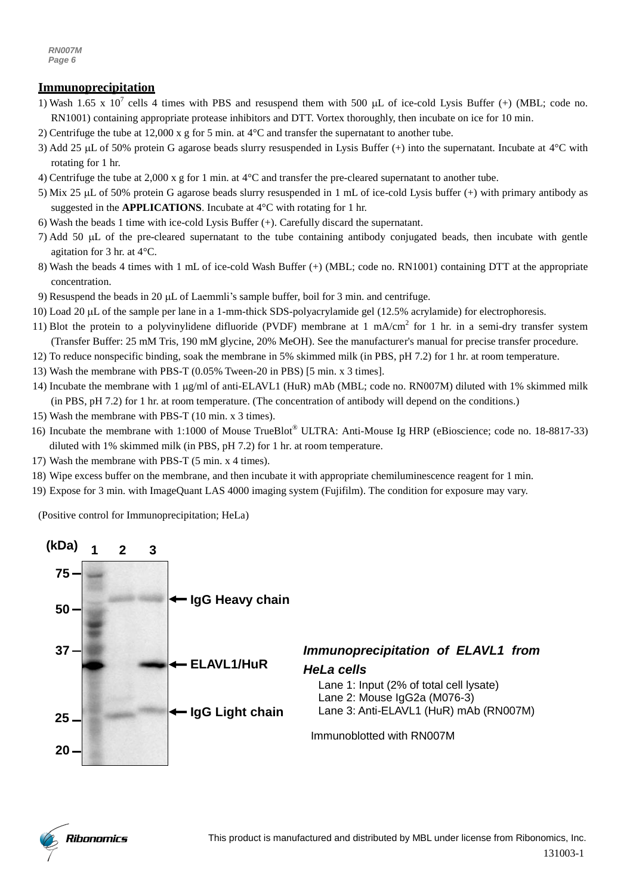## Immunoprecipitation

1) Wash 1.65 x $10^7$ cells 4 times with PBS and resuspend them with 500 μL of ice-cold Lysis Buffer (+) (MBL; code no. RN1001) containing appropriate protease inhibitors and DTT. Vortex thoroughly, then incubate on ice for 10 min.
2) Centrifuge the tube at 12,000 x g for 5 min. at 4°C and transfer the supernatant to another tube.
3) Add 25 μL of 50% protein G agarose beads slurry resuspended in Lysis Buffer (+) into the supernatant. Incubate at 4°C with rotating for 1 hr.
4) Centrifuge the tube at 2,000 x g for 1 min. at 4°C and transfer the pre-cleared supernatant to another tube.
5) Mix 25 μL of 50% protein G agarose beads slurry resuspended in 1 mL of ice-cold Lysis buffer (+) with primary antibody as suggested in the **APPLICATIONS**. Incubate at 4°C with rotating for 1 hr.
6) Wash the beads 1 time with ice-cold Lysis Buffer (+). Carefully discard the supernatant.
7) Add 50 μL of the pre-cleared supernatant to the tube containing antibody conjugated beads, then incubate with gentle agitation for 3 hr. at 4°C.
8) Wash the beads 4 times with 1 mL of ice-cold Wash Buffer (+) (MBL; code no. RN1001) containing DTT at the appropriate concentration.
9) Resuspend the beads in 20 μL of Laemmli's sample buffer, boil for 3 min. and centrifuge.
10) Load 20 μL of the sample per lane in a 1-mm-thick SDS-polyacrylamide gel (12.5% acrylamide) for electrophoresis.
11) Blot the protein to a polyvinylidene difluoride (PVDF) membrane at 1 mA/$cm^2$ for 1 hr. in a semi-dry transfer system (Transfer Buffer: 25 mM Tris, 190 mM glycine, 20% MeOH). See the manufacturer's manual for precise transfer procedure.
12) To reduce nonspecific binding, soak the membrane in 5% skimmed milk (in PBS, pH 7.2) for 1 hr. at room temperature.
13) Wash the membrane with PBS-T (0.05% Tween-20 in PBS) [5 min. x 3 times].
14) Incubate the membrane with 1 μg/ml of anti-ELAVL1 (HuR) mAb (MBL; code no. RN007M) diluted with 1% skimmed milk (in PBS, pH 7.2) for 1 hr. at room temperature. (The concentration of antibody will depend on the conditions.)
15) Wash the membrane with PBS-T (10 min. x 3 times).
16) Incubate the membrane with 1:1000 of Mouse TrueBlot® ULTRA: Anti-Mouse Ig HRP (eBioscience; code no. 18-8817-33) diluted with 1% skimmed milk (in PBS, pH 7.2) for 1 hr. at room temperature.
17) Wash the membrane with PBS-T (5 min. x 4 times).
18) Wipe excess buffer on the membrane, and then incubate it with appropriate chemiluminescence reagent for 1 min.
19) Expose for 3 min. with ImageQuant LAS 4000 imaging system (Fujifilm). The condition for exposure may vary.

(Positive control for Immunoprecipitation; HeLa)

(kDa) 1 2 3
75
50
37
25
20
IgG Heavy chain
ELAVL1/HuR
IgG Light chain

***Immunoprecipitation of ELAVL1 from HeLa cells***

Lane 1: Input (2% of total cell lysate)
Lane 2: Mouse IgG2a (M076-3)
Lane 3: Anti-ELAVL1 (HuR) mAb (RN007M)

Immunoblotted with RN007M

This product is manufactured and distributed by MBL under license from Ribonomics, Inc.

131003-1